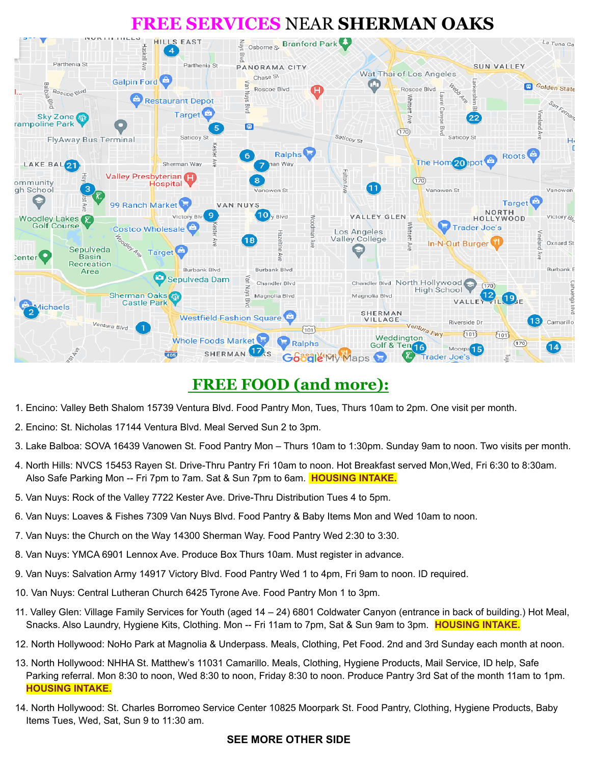# FREE SERVICES NEAR SHERMAN OAKS

## FREE FOOD (and more):

1. Encino: Valley Beth Shalom 15739 Ventura Blvd. Food Pantry Mon, Tues, Thurs 10am to 2pm. One visit per month.
2. Encino: St. Nicholas 17144 Ventura Blvd. Meal Served Sun 2 to 3pm.
3. Lake Balboa: SOVA 16439 Vanowen St. Food Pantry Mon – Thurs 10am to 1:30pm. Sunday 9am to noon. Two visits per month.
4. North Hills: NVCS 15453 Rayen St. Drive-Thru Pantry Fri 10am to noon. Hot Breakfast served Mon,Wed, Fri 6:30 to 8:30am. Also Safe Parking Mon -- Fri 7pm to 7am. Sat & Sun 7pm to 6am. **HOUSING INTAKE.**
5. Van Nuys: Rock of the Valley 7722 Kester Ave. Drive-Thru Distribution Tues 4 to 5pm.
6. Van Nuys: Loaves & Fishes 7309 Van Nuys Blvd. Food Pantry & Baby Items Mon and Wed 10am to noon.
7. Van Nuys: the Church on the Way 14300 Sherman Way. Food Pantry Wed 2:30 to 3:30.
8. Van Nuys: YMCA 6901 Lennox Ave. Produce Box Thurs 10am. Must register in advance.
9. Van Nuys: Salvation Army 14917 Victory Blvd. Food Pantry Wed 1 to 4pm, Fri 9am to noon. ID required.
10. Van Nuys: Central Lutheran Church 6425 Tyrone Ave. Food Pantry Mon 1 to 3pm.
11. Valley Glen: Village Family Services for Youth (aged 14 – 24) 6801 Coldwater Canyon (entrance in back of building.) Hot Meal, Snacks. Also Laundry, Hygiene Kits, Clothing. Mon -- Fri 11am to 7pm, Sat & Sun 9am to 3pm. **HOUSING INTAKE.**
12. North Hollywood: NoHo Park at Magnolia & Underpass. Meals, Clothing, Pet Food. 2nd and 3rd Sunday each month at noon.
13. North Hollywood: NHHA St. Matthew's 11031 Camarillo. Meals, Clothing, Hygiene Products, Mail Service, ID help, Safe Parking referral. Mon 8:30 to noon, Wed 8:30 to noon, Friday 8:30 to noon. Produce Pantry 3rd Sat of the month 11am to 1pm. **HOUSING INTAKE.**
14. North Hollywood: St. Charles Borromeo Service Center 10825 Moorpark St. Food Pantry, Clothing, Hygiene Products, Baby Items Tues, Wed, Sat, Sun 9 to 11:30 am.

**SEE MORE OTHER SIDE**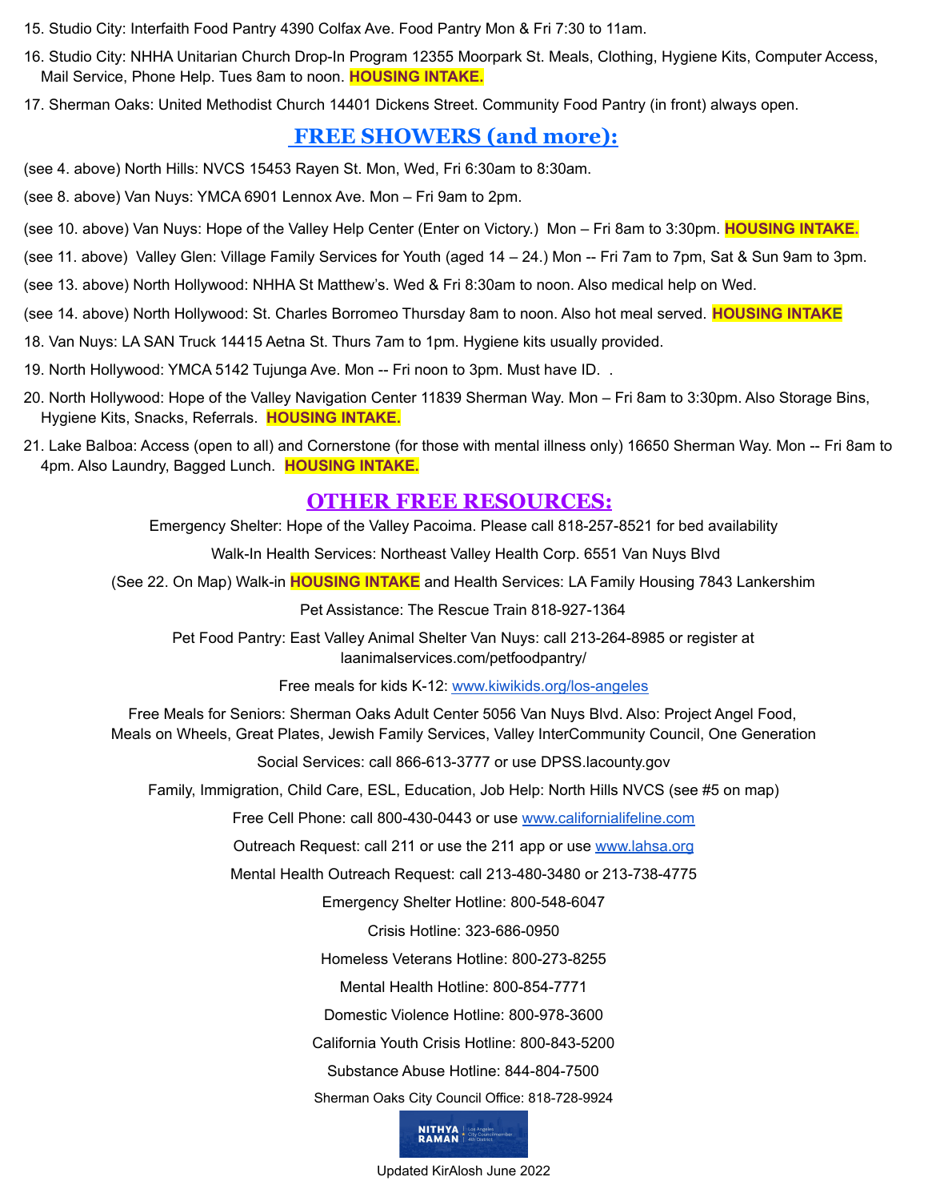15. Studio City: Interfaith Food Pantry 4390 Colfax Ave. Food Pantry Mon & Fri 7:30 to 11am.

16. Studio City: NHHA Unitarian Church Drop-In Program 12355 Moorpark St. Meals, Clothing, Hygiene Kits, Computer Access, Mail Service, Phone Help. Tues 8am to noon. **HOUSING INTAKE.**

17. Sherman Oaks: United Methodist Church 14401 Dickens Street. Community Food Pantry (in front) always open.

## FREE SHOWERS (and more):

(see 4. above) North Hills: NVCS 15453 Rayen St. Mon, Wed, Fri 6:30am to 8:30am.

(see 8. above) Van Nuys: YMCA 6901 Lennox Ave. Mon – Fri 9am to 2pm.

(see 10. above) Van Nuys: Hope of the Valley Help Center (Enter on Victory.) Mon – Fri 8am to 3:30pm. **HOUSING INTAKE.**

(see 11. above) Valley Glen: Village Family Services for Youth (aged 14 – 24.) Mon -- Fri 7am to 7pm, Sat & Sun 9am to 3pm.

(see 13. above) North Hollywood: NHHA St Matthew's. Wed & Fri 8:30am to noon. Also medical help on Wed.

(see 14. above) North Hollywood: St. Charles Borromeo Thursday 8am to noon. Also hot meal served. **HOUSING INTAKE**

18. Van Nuys: LA SAN Truck 14415 Aetna St. Thurs 7am to 1pm. Hygiene kits usually provided.

19. North Hollywood: YMCA 5142 Tujunga Ave. Mon -- Fri noon to 3pm. Must have ID. .

20. North Hollywood: Hope of the Valley Navigation Center 11839 Sherman Way. Mon – Fri 8am to 3:30pm. Also Storage Bins, Hygiene Kits, Snacks, Referrals. **HOUSING INTAKE.**

21. Lake Balboa: Access (open to all) and Cornerstone (for those with mental illness only) 16650 Sherman Way. Mon -- Fri 8am to 4pm. Also Laundry, Bagged Lunch. **HOUSING INTAKE.**

## OTHER FREE RESOURCES:

Emergency Shelter: Hope of the Valley Pacoima. Please call 818-257-8521 for bed availability

Walk-In Health Services: Northeast Valley Health Corp. 6551 Van Nuys Blvd

(See 22. On Map) Walk-in **HOUSING INTAKE** and Health Services: LA Family Housing 7843 Lankershim

Pet Assistance: The Rescue Train 818-927-1364

Pet Food Pantry: East Valley Animal Shelter Van Nuys: call 213-264-8985 or register at laanimalservices.com/petfoodpantry/

Free meals for kids K-12: www.kiwikids.org/los-angeles

Free Meals for Seniors: Sherman Oaks Adult Center 5056 Van Nuys Blvd. Also: Project Angel Food, Meals on Wheels, Great Plates, Jewish Family Services, Valley InterCommunity Council, One Generation

Social Services: call 866-613-3777 or use DPSS.lacounty.gov

Family, Immigration, Child Care, ESL, Education, Job Help: North Hills NVCS (see #5 on map)

Free Cell Phone: call 800-430-0443 or use www.californialifeline.com

Outreach Request: call 211 or use the 211 app or use www.lahsa.org

Mental Health Outreach Request: call 213-480-3480 or 213-738-4775

Emergency Shelter Hotline: 800-548-6047

Crisis Hotline: 323-686-0950

Homeless Veterans Hotline: 800-273-8255

Mental Health Hotline: 800-854-7771

Domestic Violence Hotline: 800-978-3600

California Youth Crisis Hotline: 800-843-5200

Substance Abuse Hotline: 844-804-7500

Sherman Oaks City Council Office: 818-728-9924

NITHYA RAMAN | Los Angeles City Councilmember 4th District

Updated KirAlosh June 2022